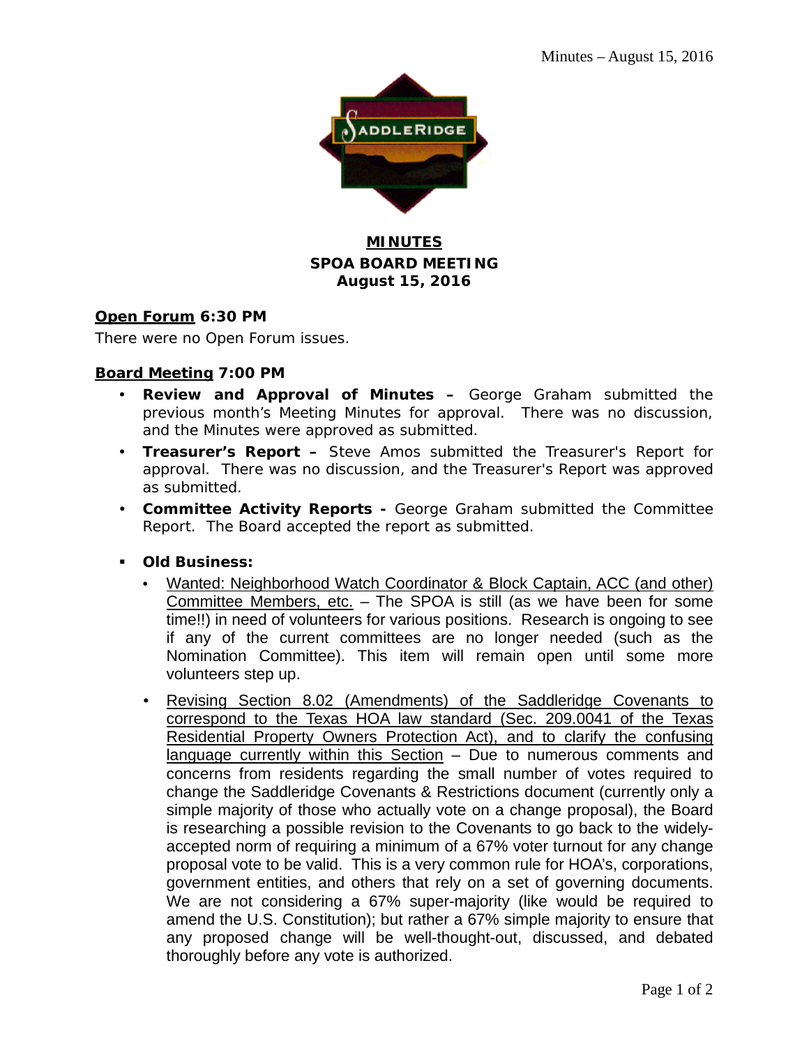# MINUTES

## SPOA BOARD MEETING

## August 15, 2016

**Open Forum 6:30 PM**

There were no Open Forum issues.

**Board Meeting 7:00 PM**

- **Review and Approval of Minutes –** George Graham submitted the previous month's Meeting Minutes for approval. There was no discussion, and the Minutes were approved as submitted.
- **Treasurer's Report –** Steve Amos submitted the Treasurer's Report for approval. There was no discussion, and the Treasurer's Report was approved as submitted.
- **Committee Activity Reports -** George Graham submitted the Committee Report. The Board accepted the report as submitted.
- **Old Business:**
  - Wanted: Neighborhood Watch Coordinator & Block Captain, ACC (and other) Committee Members, etc. – The SPOA is still (as we have been for some time!!) in need of volunteers for various positions. Research is ongoing to see if any of the current committees are no longer needed (such as the Nomination Committee). This item will remain open until some more volunteers step up.
  - Revising Section 8.02 (Amendments) of the Saddleridge Covenants to correspond to the Texas HOA law standard (Sec. 209.0041 of the Texas Residential Property Owners Protection Act), and to clarify the confusing language currently within this Section – Due to numerous comments and concerns from residents regarding the small number of votes required to change the Saddleridge Covenants & Restrictions document (currently only a simple majority of those who actually vote on a change proposal), the Board is researching a possible revision to the Covenants to go back to the widely-accepted norm of requiring a minimum of a 67% voter turnout for any change proposal vote to be valid. This is a very common rule for HOA's, corporations, government entities, and others that rely on a set of governing documents. We are not considering a 67% super-majority (like would be required to amend the U.S. Constitution); but rather a 67% simple majority to ensure that any proposed change will be well-thought-out, discussed, and debated thoroughly before any vote is authorized.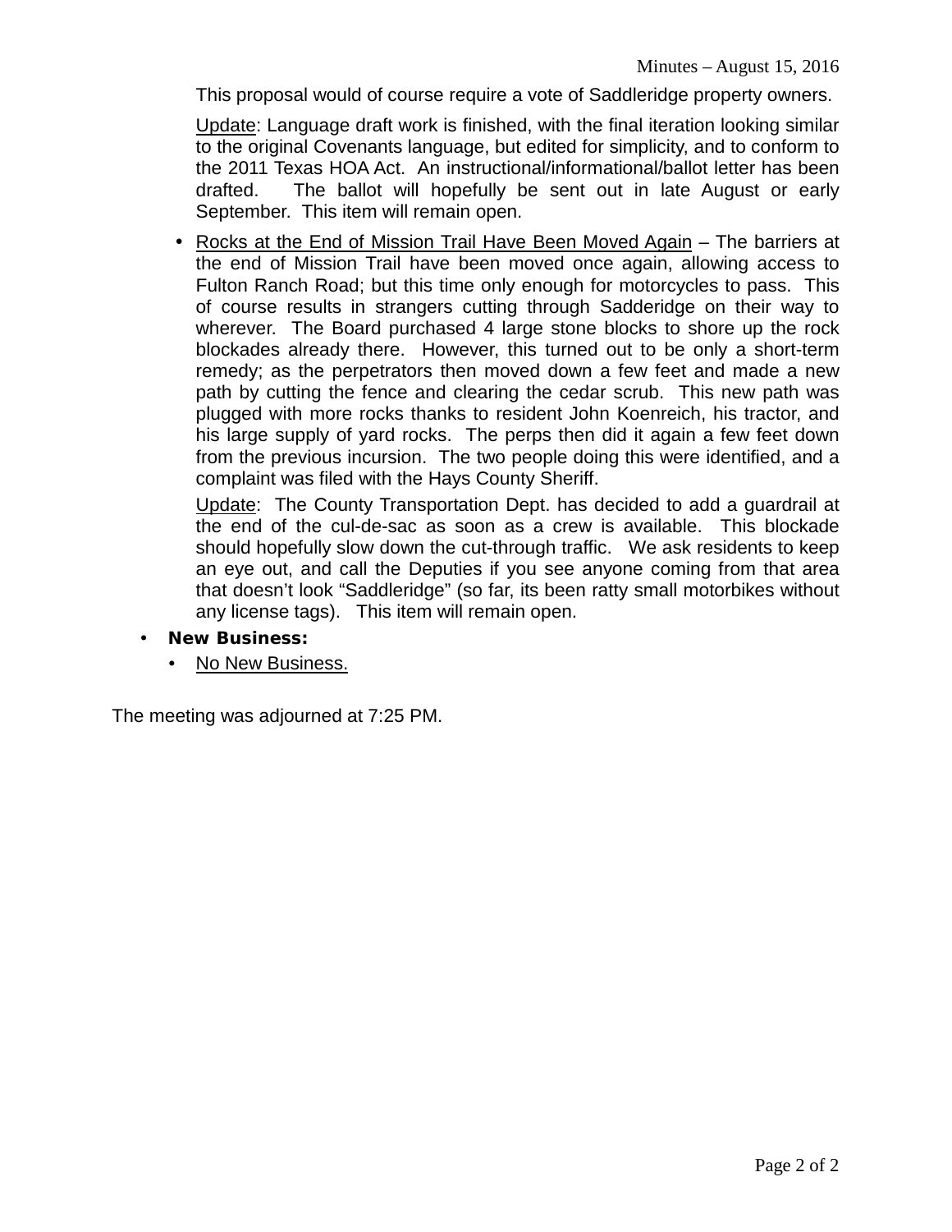This proposal would of course require a vote of Saddleridge property owners.

Update: Language draft work is finished, with the final iteration looking similar to the original Covenants language, but edited for simplicity, and to conform to the 2011 Texas HOA Act. An instructional/informational/ballot letter has been drafted. The ballot will hopefully be sent out in late August or early September. This item will remain open.

- Rocks at the End of Mission Trail Have Been Moved Again – The barriers at the end of Mission Trail have been moved once again, allowing access to Fulton Ranch Road; but this time only enough for motorcycles to pass. This of course results in strangers cutting through Sadderidge on their way to wherever. The Board purchased 4 large stone blocks to shore up the rock blockades already there. However, this turned out to be only a short-term remedy; as the perpetrators then moved down a few feet and made a new path by cutting the fence and clearing the cedar scrub. This new path was plugged with more rocks thanks to resident John Koenreich, his tractor, and his large supply of yard rocks. The perps then did it again a few feet down from the previous incursion. The two people doing this were identified, and a complaint was filed with the Hays County Sheriff.

  Update: The County Transportation Dept. has decided to add a guardrail at the end of the cul-de-sac as soon as a crew is available. This blockade should hopefully slow down the cut-through traffic. We ask residents to keep an eye out, and call the Deputies if you see anyone coming from that area that doesn't look "Saddleridge" (so far, its been ratty small motorbikes without any license tags). This item will remain open.

- **New Business:**
  - No New Business.

The meeting was adjourned at 7:25 PM.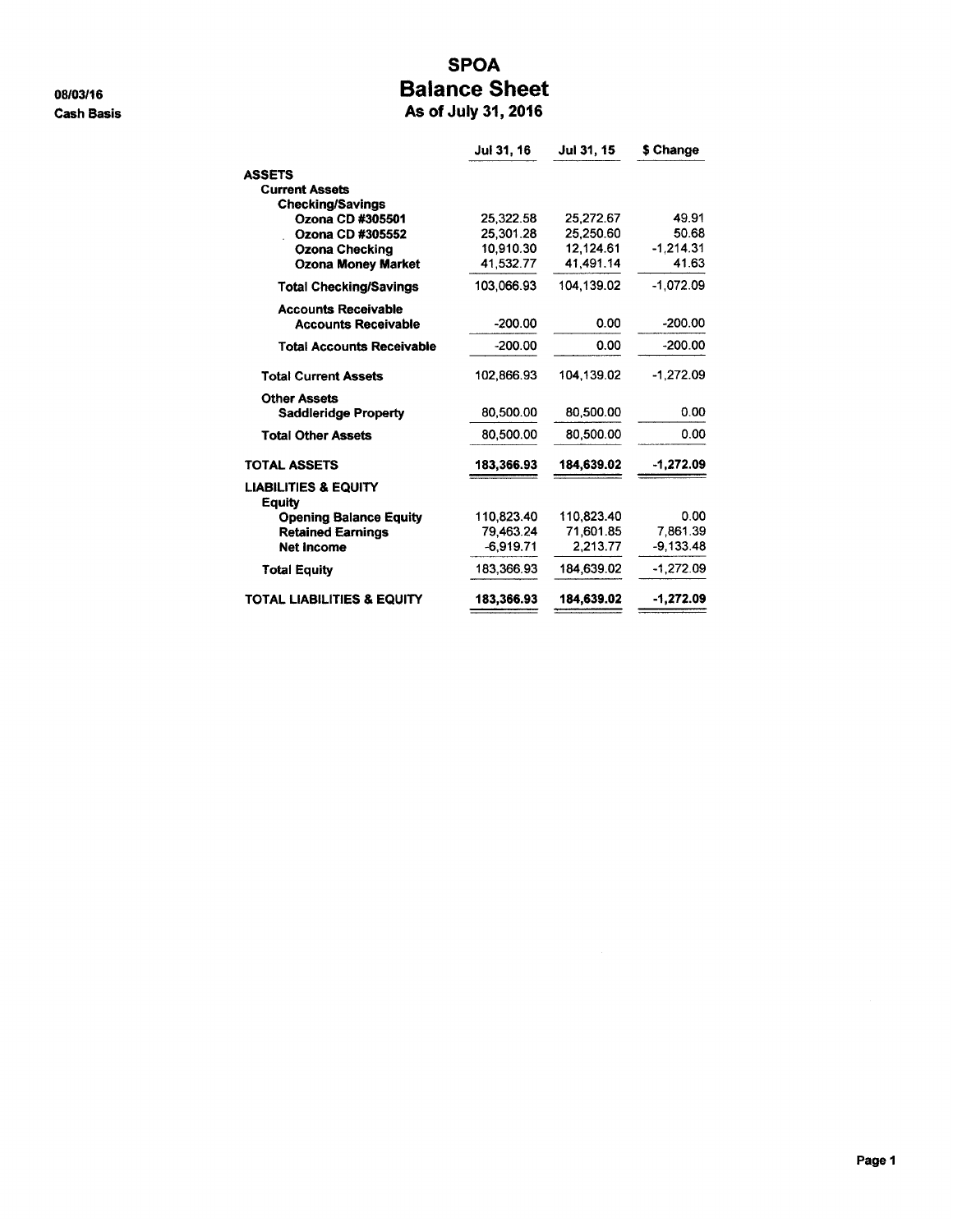08/03/16
Cash Basis

# SPOA
## Balance Sheet
### As of July 31, 2016

| | Jul 31, 16 | Jul 31, 15 | $ Change |
|---|---|---|---|
| **ASSETS** | | | |
| **Current Assets** | | | |
| **Checking/Savings** | | | |
| **Ozona CD #305501** | 25,322.58 | 25,272.67 | 49.91 |
| **Ozona CD #305552** | 25,301.28 | 25,250.60 | 50.68 |
| **Ozona Checking** | 10,910.30 | 12,124.61 | -1,214.31 |
| **Ozona Money Market** | 41,532.77 | 41,491.14 | 41.63 |
| **Total Checking/Savings** | 103,066.93 | 104,139.02 | -1,072.09 |
| **Accounts Receivable** | | | |
| **Accounts Receivable** | -200.00 | 0.00 | -200.00 |
| **Total Accounts Receivable** | -200.00 | 0.00 | -200.00 |
| **Total Current Assets** | 102,866.93 | 104,139.02 | -1,272.09 |
| **Other Assets** | | | |
| **Saddleridge Property** | 80,500.00 | 80,500.00 | 0.00 |
| **Total Other Assets** | 80,500.00 | 80,500.00 | 0.00 |
| **TOTAL ASSETS** | **183,366.93** | **184,639.02** | **-1,272.09** |
| **LIABILITIES & EQUITY** | | | |
| **Equity** | | | |
| **Opening Balance Equity** | 110,823.40 | 110,823.40 | 0.00 |
| **Retained Earnings** | 79,463.24 | 71,601.85 | 7,861.39 |
| **Net Income** | -6,919.71 | 2,213.77 | -9,133.48 |
| **Total Equity** | 183,366.93 | 184,639.02 | -1,272.09 |
| **TOTAL LIABILITIES & EQUITY** | **183,366.93** | **184,639.02** | **-1,272.09** |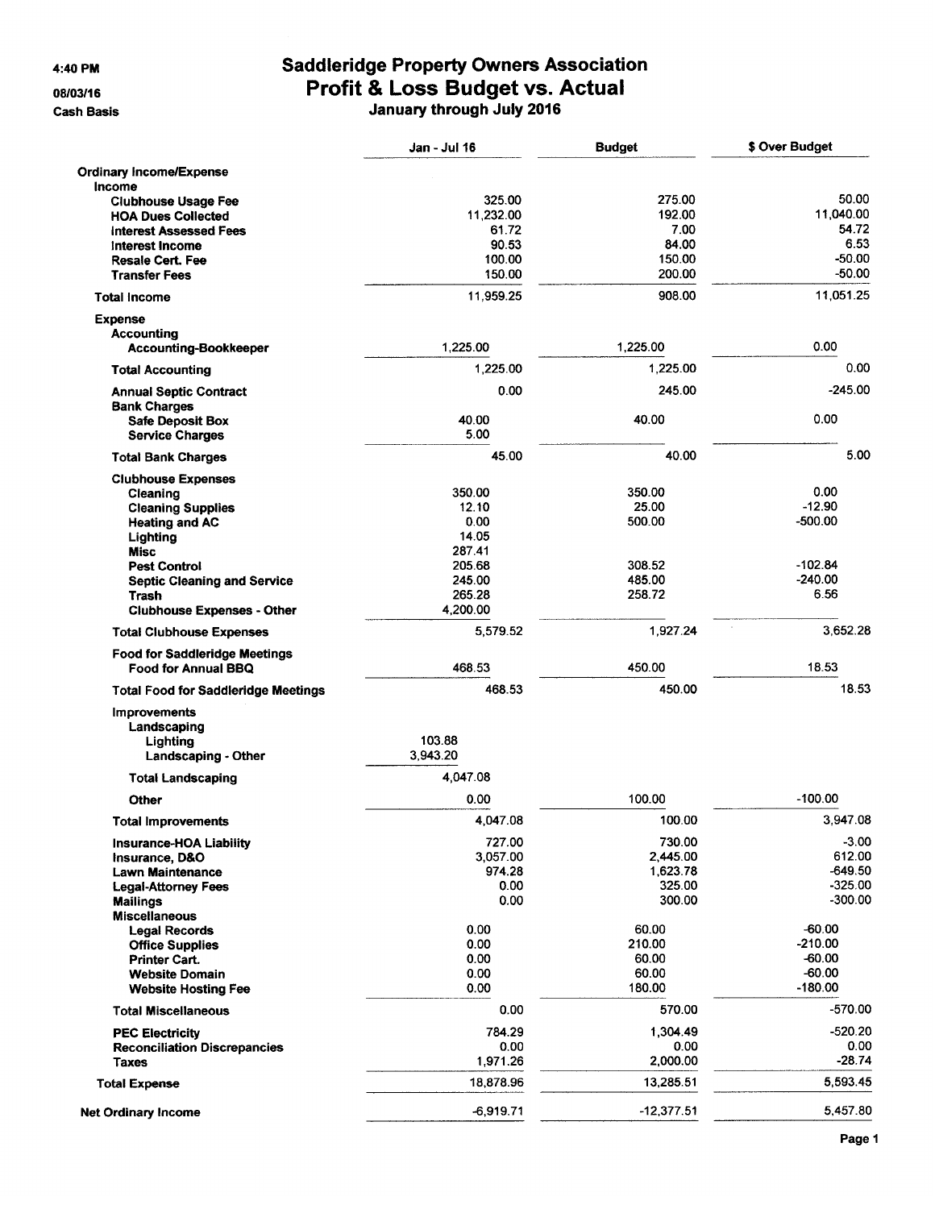4:40 PM
08/03/16
Cash Basis

# Saddleridge Property Owners Association
## Profit & Loss Budget vs. Actual
### January through July 2016

| | Jan - Jul 16 | Budget | $ Over Budget |
|---|---|---|---|
| **Ordinary Income/Expense** | | | |
| **Income** | | | |
| **Clubhouse Usage Fee** | 325.00 | 275.00 | 50.00 |
| **HOA Dues Collected** | 11,232.00 | 192.00 | 11,040.00 |
| **Interest Assessed Fees** | 61.72 | 7.00 | 54.72 |
| **Interest Income** | 90.53 | 84.00 | 6.53 |
| **Resale Cert. Fee** | 100.00 | 150.00 | -50.00 |
| **Transfer Fees** | 150.00 | 200.00 | -50.00 |
| **Total Income** | 11,959.25 | 908.00 | 11,051.25 |
| **Expense** | | | |
| **Accounting** | | | |
| **Accounting-Bookkeeper** | 1,225.00 | 1,225.00 | 0.00 |
| **Total Accounting** | 1,225.00 | 1,225.00 | 0.00 |
| **Annual Septic Contract** | 0.00 | 245.00 | -245.00 |
| **Bank Charges** | | | |
| **Safe Deposit Box** | 40.00 | 40.00 | 0.00 |
| **Service Charges** | 5.00 | | |
| **Total Bank Charges** | 45.00 | 40.00 | 5.00 |
| **Clubhouse Expenses** | | | |
| **Cleaning** | 350.00 | 350.00 | 0.00 |
| **Cleaning Supplies** | 12.10 | 25.00 | -12.90 |
| **Heating and AC** | 0.00 | 500.00 | -500.00 |
| **Lighting** | 14.05 | | |
| **Misc** | 287.41 | | |
| **Pest Control** | 205.68 | 308.52 | -102.84 |
| **Septic Cleaning and Service** | 245.00 | 485.00 | -240.00 |
| **Trash** | 265.28 | 258.72 | 6.56 |
| **Clubhouse Expenses - Other** | 4,200.00 | | |
| **Total Clubhouse Expenses** | 5,579.52 | 1,927.24 | 3,652.28 |
| **Food for Saddleridge Meetings** | | | |
| **Food for Annual BBQ** | 468.53 | 450.00 | 18.53 |
| **Total Food for Saddleridge Meetings** | 468.53 | 450.00 | 18.53 |
| **Improvements** | | | |
| **Landscaping** | | | |
| **Lighting** | 103.88 | | |
| **Landscaping - Other** | 3,943.20 | | |
| **Total Landscaping** | 4,047.08 | | |
| **Other** | 0.00 | 100.00 | -100.00 |
| **Total Improvements** | 4,047.08 | 100.00 | 3,947.08 |
| **Insurance-HOA Liability** | 727.00 | 730.00 | -3.00 |
| **Insurance, D&O** | 3,057.00 | 2,445.00 | 612.00 |
| **Lawn Maintenance** | 974.28 | 1,623.78 | -649.50 |
| **Legal-Attorney Fees** | 0.00 | 325.00 | -325.00 |
| **Mailings** | 0.00 | 300.00 | -300.00 |
| **Miscellaneous** | | | |
| **Legal Records** | 0.00 | 60.00 | -60.00 |
| **Office Supplies** | 0.00 | 210.00 | -210.00 |
| **Printer Cart.** | 0.00 | 60.00 | -60.00 |
| **Website Domain** | 0.00 | 60.00 | -60.00 |
| **Website Hosting Fee** | 0.00 | 180.00 | -180.00 |
| **Total Miscellaneous** | 0.00 | 570.00 | -570.00 |
| **PEC Electricity** | 784.29 | 1,304.49 | -520.20 |
| **Reconciliation Discrepancies** | 0.00 | 0.00 | 0.00 |
| **Taxes** | 1,971.26 | 2,000.00 | -28.74 |
| **Total Expense** | 18,878.96 | 13,285.51 | 5,593.45 |
| **Net Ordinary Income** | -6,919.71 | -12,377.51 | 5,457.80 |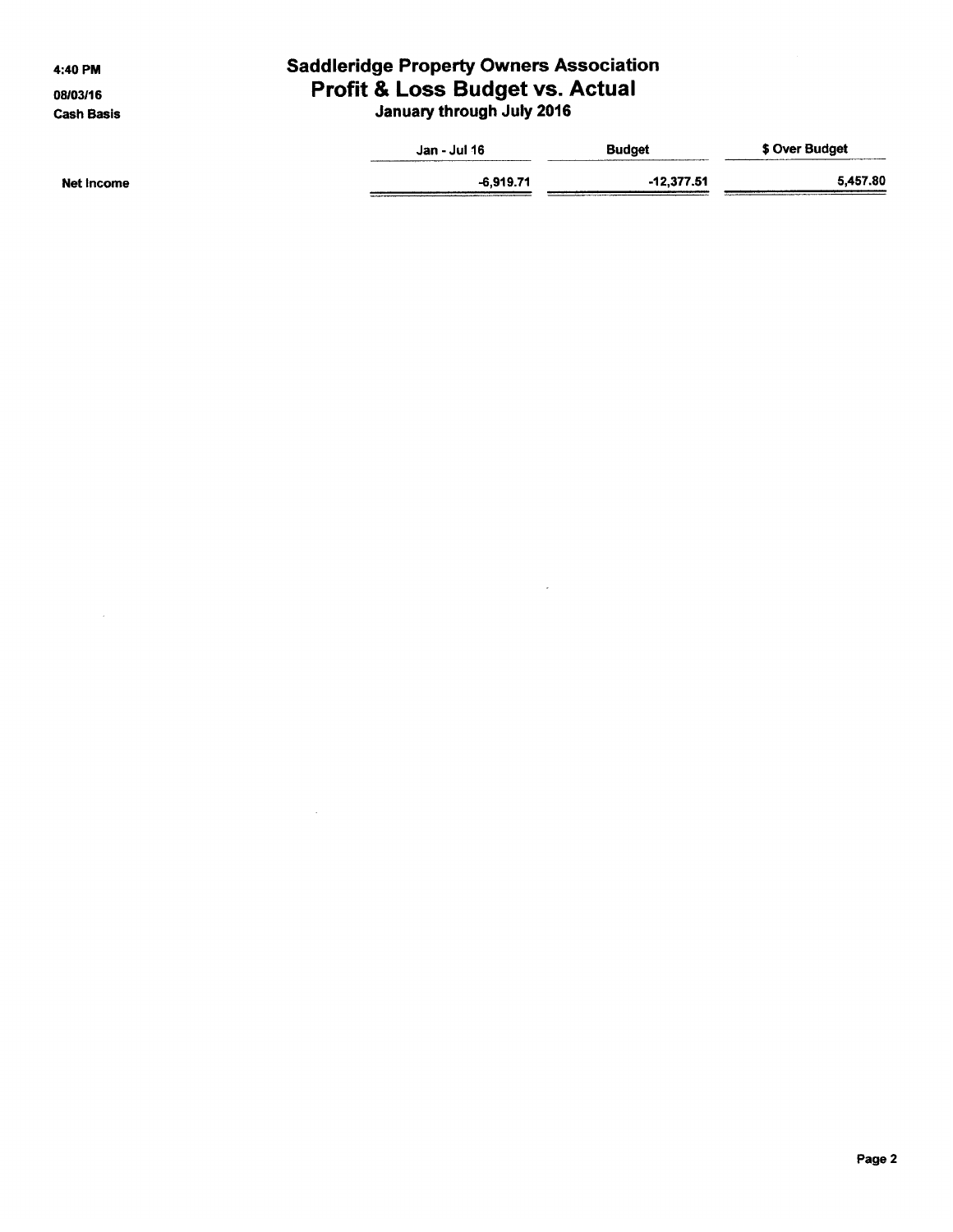# Saddleridge Property Owners Association
## Profit & Loss Budget vs. Actual
### January through July 2016

4:40 PM
08/03/16
Cash Basis

| | Jan - Jul 16 | Budget | $ Over Budget |
|---|---|---|---|
| Net Income | -6,919.71 | -12,377.51 | 5,457.80 |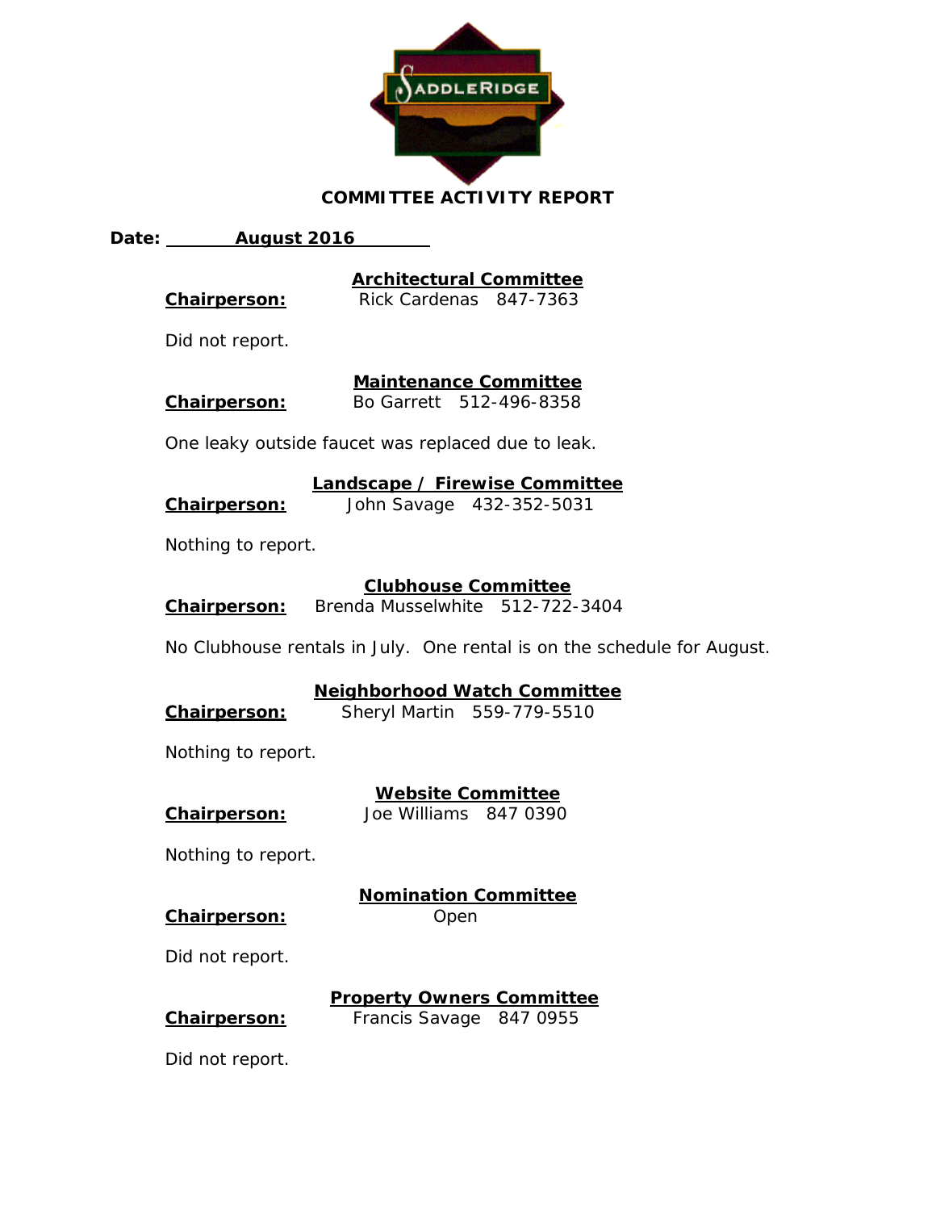# COMMITTEE ACTIVITY REPORT

**Date:** **August 2016**

## Architectural Committee

**Chairperson:** Rick Cardenas 847-7363

Did not report.

## Maintenance Committee

**Chairperson:** Bo Garrett 512-496-8358

One leaky outside faucet was replaced due to leak.

## Landscape / Firewise Committee

**Chairperson:** John Savage 432-352-5031

Nothing to report.

## Clubhouse Committee

**Chairperson:** Brenda Musselwhite 512-722-3404

No Clubhouse rentals in July. One rental is on the schedule for August.

## Neighborhood Watch Committee

**Chairperson:** Sheryl Martin 559-779-5510

Nothing to report.

## Website Committee

**Chairperson:** Joe Williams 847 0390

Nothing to report.

## Nomination Committee

**Chairperson:** Open

Did not report.

## Property Owners Committee

**Chairperson:** Francis Savage 847 0955

Did not report.